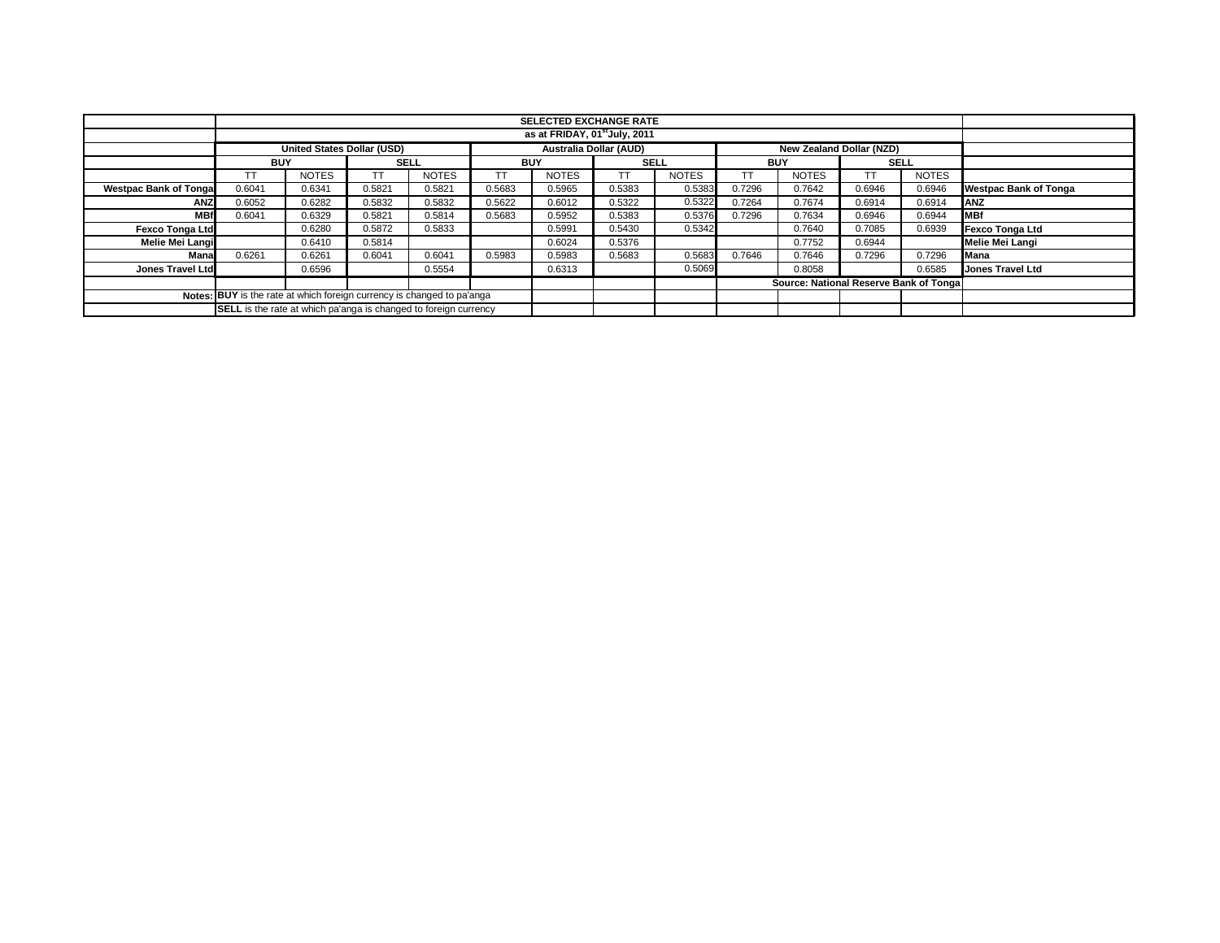| | SELECTED EXCHANGE RATE | | | | | | | | | | | | |
|---|---|---|---|---|---|---|---|---|---|---|---|---|---|
| | as at FRIDAY, 01st July, 2011 | | | | | | | | | | | | |
| | United States Dollar (USD) | | | | Australia Dollar (AUD) | | | | New Zealand Dollar (NZD) | | | | |
| | BUY | | SELL | | BUY | | SELL | | BUY | | SELL | | |
| | TT | NOTES | TT | NOTES | TT | NOTES | TT | NOTES | TT | NOTES | TT | NOTES | |
| **Westpac Bank of Tonga** | 0.6041 | 0.6341 | 0.5821 | 0.5821 | 0.5683 | 0.5965 | 0.5383 | 0.5383 | 0.7296 | 0.7642 | 0.6946 | 0.6946 | **Westpac Bank of Tonga** |
| **ANZ** | 0.6052 | 0.6282 | 0.5832 | 0.5832 | 0.5622 | 0.6012 | 0.5322 | 0.5322 | 0.7264 | 0.7674 | 0.6914 | 0.6914 | **ANZ** |
| **MBf** | 0.6041 | 0.6329 | 0.5821 | 0.5814 | 0.5683 | 0.5952 | 0.5383 | 0.5376 | 0.7296 | 0.7634 | 0.6946 | 0.6944 | **MBf** |
| **Fexco Tonga Ltd** | | 0.6280 | 0.5872 | 0.5833 | | 0.5991 | 0.5430 | 0.5342 | | 0.7640 | 0.7085 | 0.6939 | **Fexco Tonga Ltd** |
| **Melie Mei Langi** | | 0.6410 | 0.5814 | | | 0.6024 | 0.5376 | | | 0.7752 | 0.6944 | | **Melie Mei Langi** |
| **Mana** | 0.6261 | 0.6261 | 0.6041 | 0.6041 | 0.5983 | 0.5983 | 0.5683 | 0.5683 | 0.7646 | 0.7646 | 0.7296 | 0.7296 | **Mana** |
| **Jones Travel Ltd** | | 0.6596 | | 0.5554 | | 0.6313 | | 0.5069 | | 0.8058 | | 0.6585 | **Jones Travel Ltd** |
| | | | | | | | | | **Source: National Reserve Bank of Tonga** | | | | |
| **Notes:** | **BUY** is the rate at which foreign currency is changed to pa'anga | | | | | | | | | | | | |
| | **SELL** is the rate at which pa'anga is changed to foreign currency | | | | | | | | | | | | |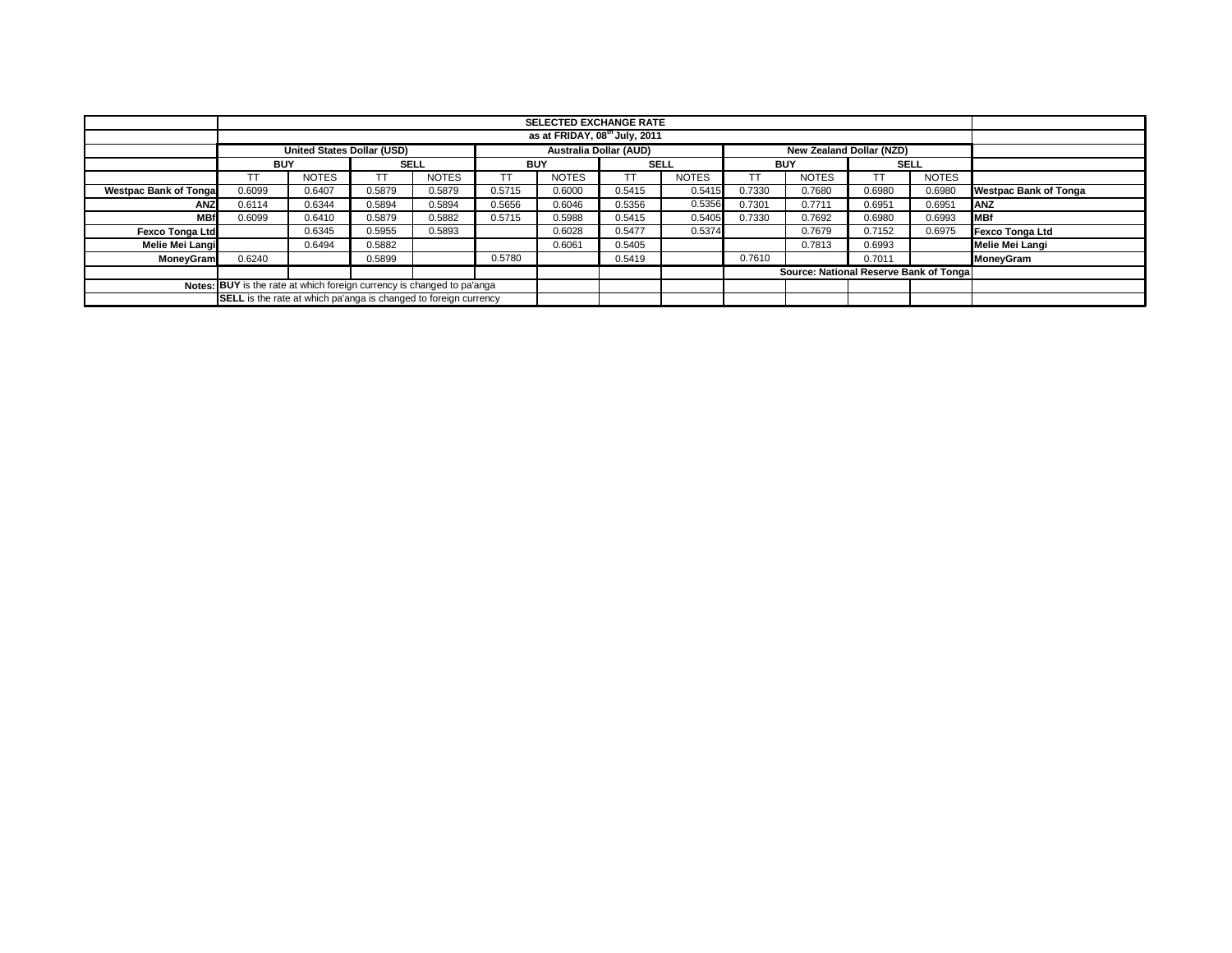| | SELECTED EXCHANGE RATE | | | | | | | | | | | | |
|---|---|---|---|---|---|---|---|---|---|---|---|---|---|
| | as at FRIDAY, 08th July, 2011 | | | | | | | | | | | | |
| | United States Dollar (USD) | | | | Australia Dollar (AUD) | | | | New Zealand Dollar (NZD) | | | | |
| | BUY | | SELL | | BUY | | SELL | | BUY | | SELL | | |
| | TT | NOTES | TT | NOTES | TT | NOTES | TT | NOTES | TT | NOTES | TT | NOTES | |
| **Westpac Bank of Tonga** | 0.6099 | 0.6407 | 0.5879 | 0.5879 | 0.5715 | 0.6000 | 0.5415 | 0.5415 | 0.7330 | 0.7680 | 0.6980 | 0.6980 | **Westpac Bank of Tonga** |
| **ANZ** | 0.6114 | 0.6344 | 0.5894 | 0.5894 | 0.5656 | 0.6046 | 0.5356 | 0.5356 | 0.7301 | 0.7711 | 0.6951 | 0.6951 | **ANZ** |
| **MBf** | 0.6099 | 0.6410 | 0.5879 | 0.5882 | 0.5715 | 0.5988 | 0.5415 | 0.5405 | 0.7330 | 0.7692 | 0.6980 | 0.6993 | **MBf** |
| **Fexco Tonga Ltd** | | 0.6345 | 0.5955 | 0.5893 | | 0.6028 | 0.5477 | 0.5374 | | 0.7679 | 0.7152 | 0.6975 | **Fexco Tonga Ltd** |
| **Melie Mei Langi** | | 0.6494 | 0.5882 | | | 0.6061 | 0.5405 | | | 0.7813 | 0.6993 | | **Melie Mei Langi** |
| **MoneyGram** | 0.6240 | | 0.5899 | | 0.5780 | | 0.5419 | | 0.7610 | | 0.7011 | | **MoneyGram** |
| | | | | | | | | | **Source: National Reserve Bank of Tonga** | | | | |
| **Notes:** | **BUY** is the rate at which foreign currency is changed to pa'anga | | | | | | | | | | | | |
| | **SELL** is the rate at which pa'anga is changed to foreign currency | | | | | | | | | | | | |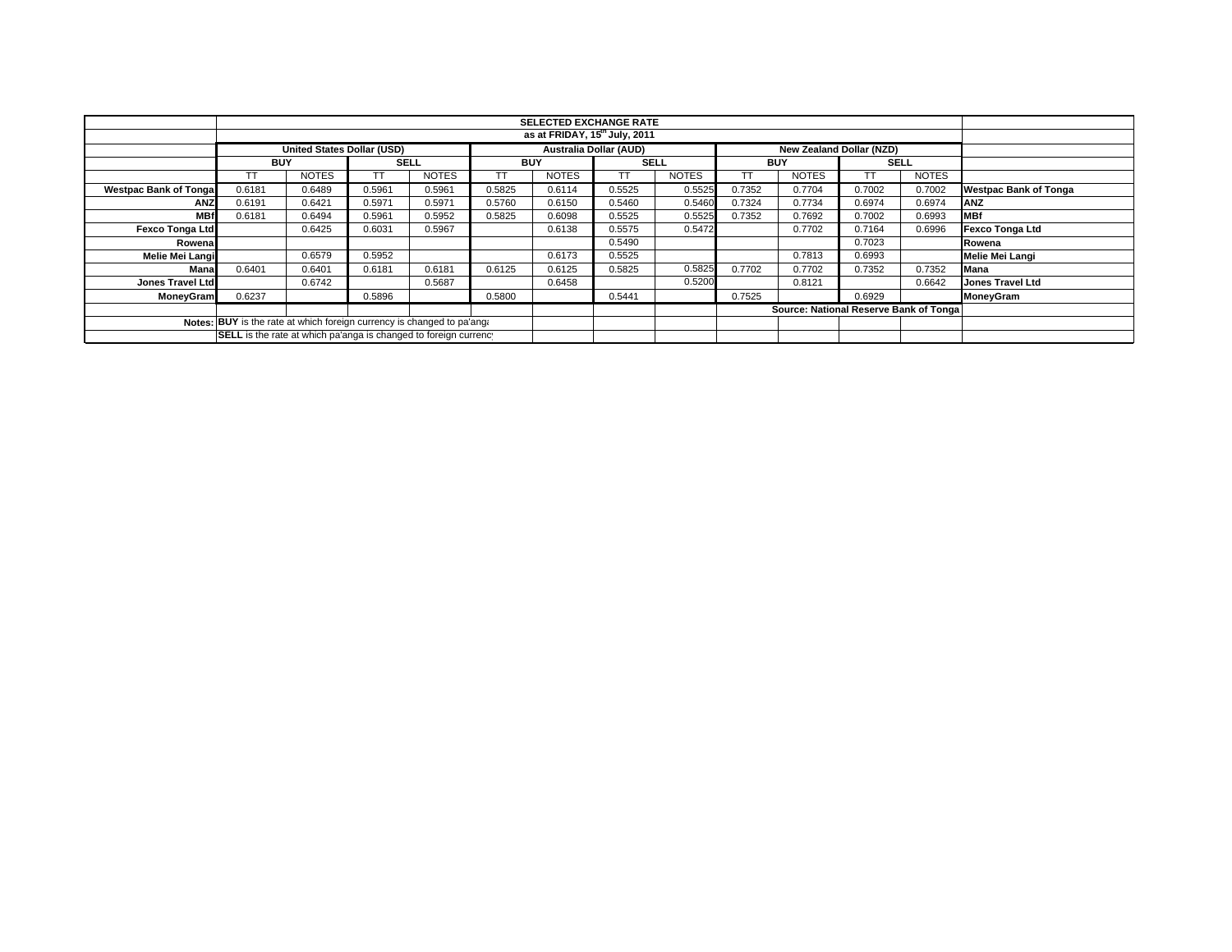| | SELECTED EXCHANGE RATE | | | | | | | | | | | | |
|---|---|---|---|---|---|---|---|---|---|---|---|---|---|
| | as at FRIDAY, 15th July, 2011 | | | | | | | | | | | | |
| | United States Dollar (USD) | | | | Australia Dollar (AUD) | | | | New Zealand Dollar (NZD) | | | | |
| | BUY | | SELL | | BUY | | SELL | | BUY | | SELL | | |
| | TT | NOTES | TT | NOTES | TT | NOTES | TT | NOTES | TT | NOTES | TT | NOTES | |
| **Westpac Bank of Tonga** | 0.6181 | 0.6489 | 0.5961 | 0.5961 | 0.5825 | 0.6114 | 0.5525 | 0.5525 | 0.7352 | 0.7704 | 0.7002 | 0.7002 | **Westpac Bank of Tonga** |
| **ANZ** | 0.6191 | 0.6421 | 0.5971 | 0.5971 | 0.5760 | 0.6150 | 0.5460 | 0.5460 | 0.7324 | 0.7734 | 0.6974 | 0.6974 | **ANZ** |
| **MBf** | 0.6181 | 0.6494 | 0.5961 | 0.5952 | 0.5825 | 0.6098 | 0.5525 | 0.5525 | 0.7352 | 0.7692 | 0.7002 | 0.6993 | **MBf** |
| **Fexco Tonga Ltd** | | 0.6425 | 0.6031 | 0.5967 | | 0.6138 | 0.5575 | 0.5472 | | 0.7702 | 0.7164 | 0.6996 | **Fexco Tonga Ltd** |
| **Rowena** | | | | | | | 0.5490 | | | | 0.7023 | | **Rowena** |
| **Melie Mei Langi** | | 0.6579 | 0.5952 | | | 0.6173 | 0.5525 | | | 0.7813 | 0.6993 | | **Melie Mei Langi** |
| **Mana** | 0.6401 | 0.6401 | 0.6181 | 0.6181 | 0.6125 | 0.6125 | 0.5825 | 0.5825 | 0.7702 | 0.7702 | 0.7352 | 0.7352 | **Mana** |
| **Jones Travel Ltd** | | 0.6742 | | 0.5687 | | 0.6458 | | 0.5200 | | 0.8121 | | 0.6642 | **Jones Travel Ltd** |
| **MoneyGram** | 0.6237 | | 0.5896 | | 0.5800 | | 0.5441 | | 0.7525 | | 0.6929 | | **MoneyGram** |
| | | | | | | | | | Source: National Reserve Bank of Tonga | | | | |
| **Notes:** | **BUY** is the rate at which foreign currency is changed to pa'anga | | | | | | | | | | | | |
| | **SELL** is the rate at which pa'anga is changed to foreign currency | | | | | | | | | | | | |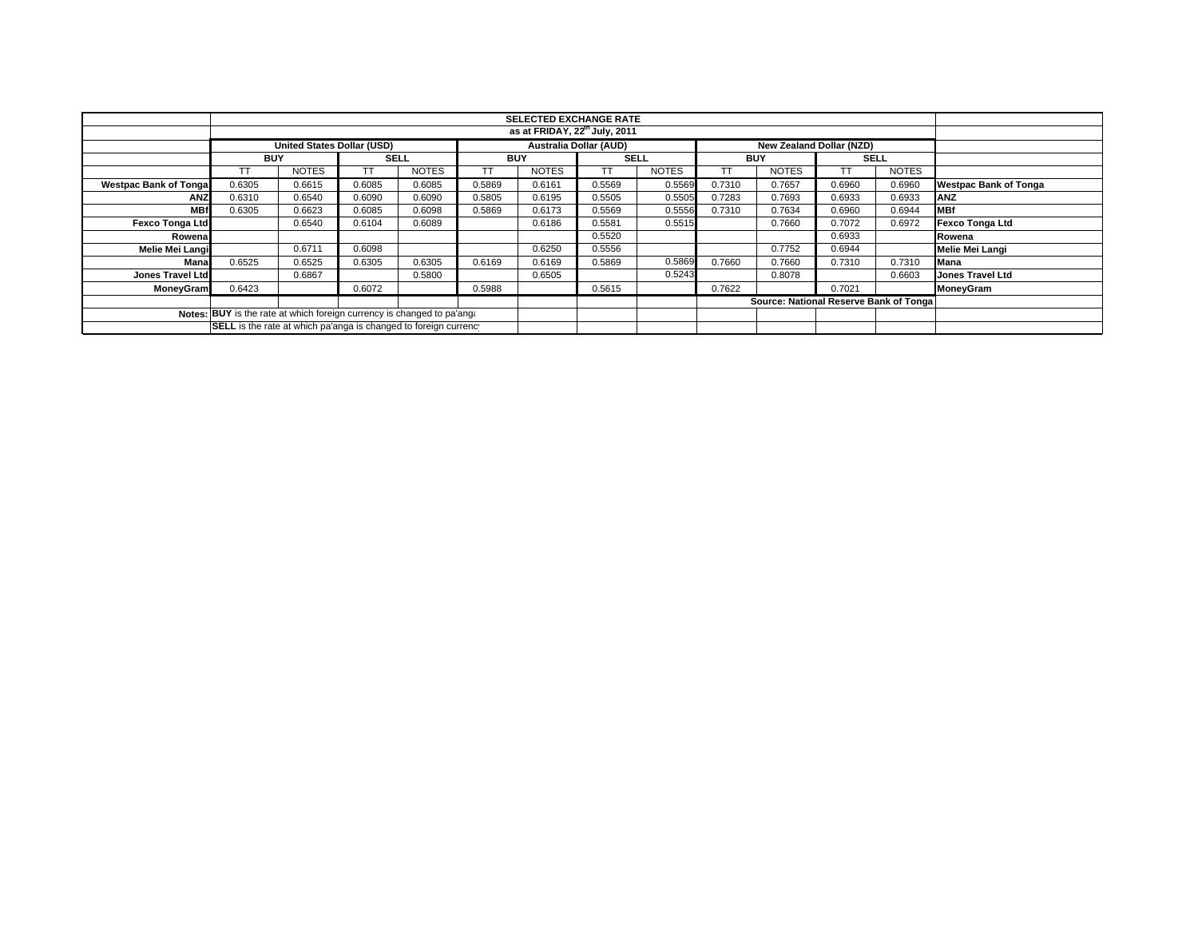| | SELECTED EXCHANGE RATE | | | | | | | | | | | | |
|---|---|---|---|---|---|---|---|---|---|---|---|---|---|
| | as at FRIDAY, 22[nd] July, 2011 | | | | | | | | | | | | |
| | United States Dollar (USD) | | | | Australia Dollar (AUD) | | | | New Zealand Dollar (NZD) | | | | |
| | BUY | | SELL | | BUY | | SELL | | BUY | | SELL | | |
| | TT | NOTES | TT | NOTES | TT | NOTES | TT | NOTES | TT | NOTES | TT | NOTES | |
| **Westpac Bank of Tonga** | 0.6305 | 0.6615 | 0.6085 | 0.6085 | 0.5869 | 0.6161 | 0.5569 | 0.5569 | 0.7310 | 0.7657 | 0.6960 | 0.6960 | **Westpac Bank of Tonga** |
| **ANZ** | 0.6310 | 0.6540 | 0.6090 | 0.6090 | 0.5805 | 0.6195 | 0.5505 | 0.5505 | 0.7283 | 0.7693 | 0.6933 | 0.6933 | **ANZ** |
| **MBf** | 0.6305 | 0.6623 | 0.6085 | 0.6098 | 0.5869 | 0.6173 | 0.5569 | 0.5556 | 0.7310 | 0.7634 | 0.6960 | 0.6944 | **MBf** |
| **Fexco Tonga Ltd** | | 0.6540 | 0.6104 | 0.6089 | | 0.6186 | 0.5581 | 0.5515 | | 0.7660 | 0.7072 | 0.6972 | **Fexco Tonga Ltd** |
| **Rowena** | | | | | | | 0.5520 | | | | 0.6933 | | **Rowena** |
| **Melie Mei Langi** | | 0.6711 | 0.6098 | | | 0.6250 | 0.5556 | | | 0.7752 | 0.6944 | | **Melie Mei Langi** |
| **Mana** | 0.6525 | 0.6525 | 0.6305 | 0.6305 | 0.6169 | 0.6169 | 0.5869 | 0.5869 | 0.7660 | 0.7660 | 0.7310 | 0.7310 | **Mana** |
| **Jones Travel Ltd** | | 0.6867 | | 0.5800 | | 0.6505 | | 0.5243 | | 0.8078 | | 0.6603 | **Jones Travel Ltd** |
| **MoneyGram** | 0.6423 | | 0.6072 | | 0.5988 | | 0.5615 | | 0.7622 | | 0.7021 | | **MoneyGram** |
| | | | | | | | | | **Source: National Reserve Bank of Tonga** | | | | |
| **Notes:** | **BUY** is the rate at which foreign currency is changed to pa'anga | | | | | | | | | | | | |
| | **SELL** is the rate at which pa'anga is changed to foreign currency | | | | | | | | | | | | |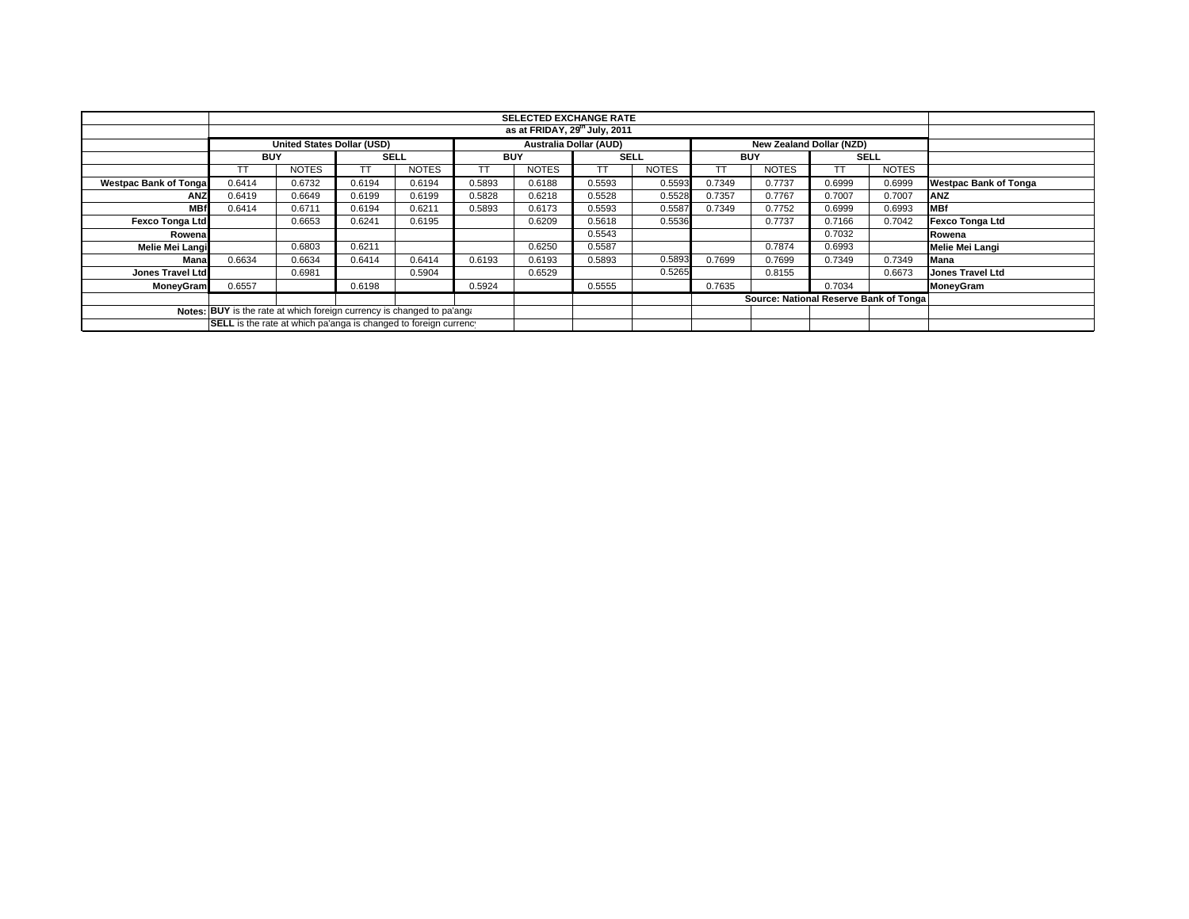| | USD BUY TT | USD BUY NOTES | USD SELL TT | USD SELL NOTES | AUD BUY TT | AUD BUY NOTES | AUD SELL TT | AUD SELL NOTES | NZD BUY TT | NZD BUY NOTES | NZD SELL TT | NZD SELL NOTES | |
|---|---|---|---|---|---|---|---|---|---|---|---|---|---|
| | **SELECTED EXCHANGE RATE** | | | | | | | | | | | | |
| | **as at FRIDAY, 29th July, 2011** | | | | | | | | | | | | |
| | **United States Dollar (USD)** | | | | **Australia Dollar (AUD)** | | | | **New Zealand Dollar (NZD)** | | | | |
| | **BUY** | | **SELL** | | **BUY** | | **SELL** | | **BUY** | | **SELL** | | |
| | TT | NOTES | TT | NOTES | TT | NOTES | TT | NOTES | TT | NOTES | TT | NOTES | |
| **Westpac Bank of Tonga** | 0.6414 | 0.6732 | 0.6194 | 0.6194 | 0.5893 | 0.6188 | 0.5593 | 0.5593 | 0.7349 | 0.7737 | 0.6999 | 0.6999 | **Westpac Bank of Tonga** |
| **ANZ** | 0.6419 | 0.6649 | 0.6199 | 0.6199 | 0.5828 | 0.6218 | 0.5528 | 0.5528 | 0.7357 | 0.7767 | 0.7007 | 0.7007 | **ANZ** |
| **MBf** | 0.6414 | 0.6711 | 0.6194 | 0.6211 | 0.5893 | 0.6173 | 0.5593 | 0.5587 | 0.7349 | 0.7752 | 0.6999 | 0.6993 | **MBf** |
| **Fexco Tonga Ltd** | | 0.6653 | 0.6241 | 0.6195 | | 0.6209 | 0.5618 | 0.5536 | | 0.7737 | 0.7166 | 0.7042 | **Fexco Tonga Ltd** |
| **Rowena** | | | | | | | 0.5543 | | | | 0.7032 | | **Rowena** |
| **Melie Mei Langi** | | 0.6803 | 0.6211 | | | 0.6250 | 0.5587 | | | 0.7874 | 0.6993 | | **Melie Mei Langi** |
| **Mana** | 0.6634 | 0.6634 | 0.6414 | 0.6414 | 0.6193 | 0.6193 | 0.5893 | 0.5893 | 0.7699 | 0.7699 | 0.7349 | 0.7349 | **Mana** |
| **Jones Travel Ltd** | | 0.6981 | | 0.5904 | | 0.6529 | | 0.5265 | | 0.8155 | | 0.6673 | **Jones Travel Ltd** |
| **MoneyGram** | 0.6557 | | 0.6198 | | 0.5924 | | 0.5555 | | 0.7635 | | 0.7034 | | **MoneyGram** |
| | | | | | | | | | **Source: National Reserve Bank of Tonga** | | | | |
| **Notes:** | **BUY** is the rate at which foreign currency is changed to pa'anga | | | | | | | | | | | | |
| | **SELL** is the rate at which pa'anga is changed to foreign currency | | | | | | | | | | | | |